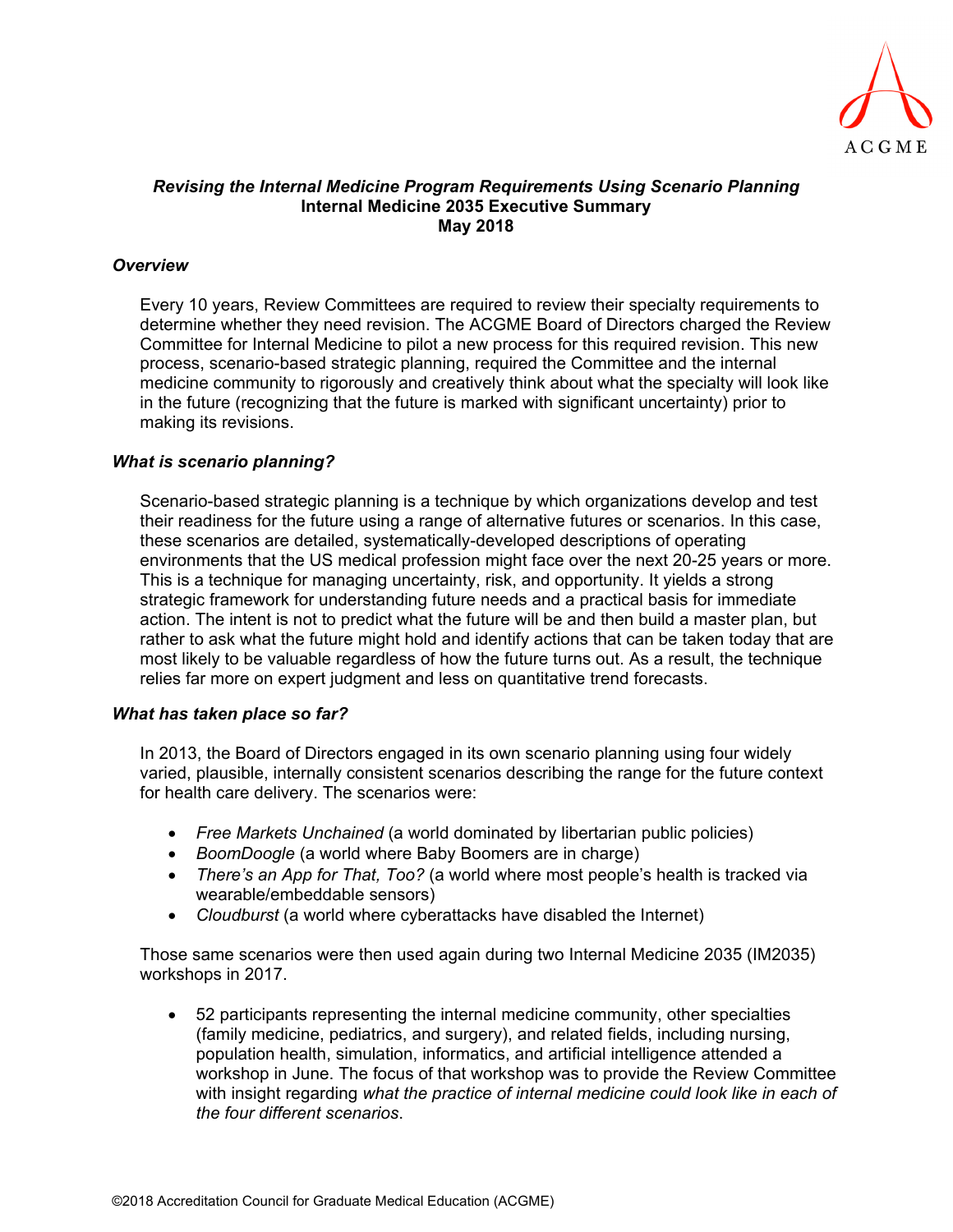# *Revising the Internal Medicine Program Requirements Using Scenario Planning*

## Internal Medicine 2035 Executive Summary

### May 2018

### *Overview*

Every 10 years, Review Committees are required to review their specialty requirements to determine whether they need revision. The ACGME Board of Directors charged the Review Committee for Internal Medicine to pilot a new process for this required revision. This new process, scenario-based strategic planning, required the Committee and the internal medicine community to rigorously and creatively think about what the specialty will look like in the future (recognizing that the future is marked with significant uncertainty) prior to making its revisions.

### *What is scenario planning?*

Scenario-based strategic planning is a technique by which organizations develop and test their readiness for the future using a range of alternative futures or scenarios. In this case, these scenarios are detailed, systematically-developed descriptions of operating environments that the US medical profession might face over the next 20-25 years or more. This is a technique for managing uncertainty, risk, and opportunity. It yields a strong strategic framework for understanding future needs and a practical basis for immediate action. The intent is not to predict what the future will be and then build a master plan, but rather to ask what the future might hold and identify actions that can be taken today that are most likely to be valuable regardless of how the future turns out. As a result, the technique relies far more on expert judgment and less on quantitative trend forecasts.

### *What has taken place so far?*

In 2013, the Board of Directors engaged in its own scenario planning using four widely varied, plausible, internally consistent scenarios describing the range for the future context for health care delivery. The scenarios were:

- *Free Markets Unchained* (a world dominated by libertarian public policies)
- *BoomDoogle* (a world where Baby Boomers are in charge)
- *There's an App for That, Too?* (a world where most people's health is tracked via wearable/embeddable sensors)
- *Cloudburst* (a world where cyberattacks have disabled the Internet)

Those same scenarios were then used again during two Internal Medicine 2035 (IM2035) workshops in 2017.

- 52 participants representing the internal medicine community, other specialties (family medicine, pediatrics, and surgery), and related fields, including nursing, population health, simulation, informatics, and artificial intelligence attended a workshop in June. The focus of that workshop was to provide the Review Committee with insight regarding *what the practice of internal medicine could look like in each of the four different scenarios*.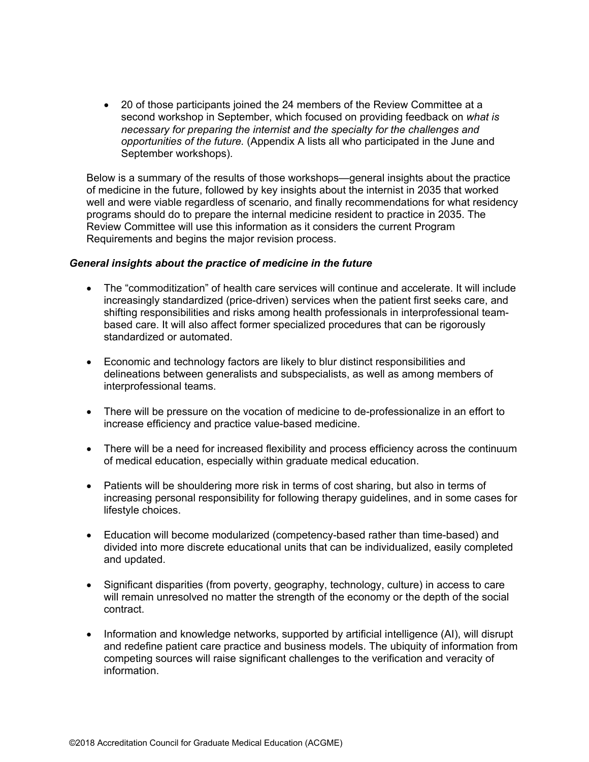- 20 of those participants joined the 24 members of the Review Committee at a second workshop in September, which focused on providing feedback on *what is necessary for preparing the internist and the specialty for the challenges and opportunities of the future.* (Appendix A lists all who participated in the June and September workshops).

Below is a summary of the results of those workshops—general insights about the practice of medicine in the future, followed by key insights about the internist in 2035 that worked well and were viable regardless of scenario, and finally recommendations for what residency programs should do to prepare the internal medicine resident to practice in 2035. The Review Committee will use this information as it considers the current Program Requirements and begins the major revision process.

***General insights about the practice of medicine in the future***

- The "commoditization" of health care services will continue and accelerate. It will include increasingly standardized (price-driven) services when the patient first seeks care, and shifting responsibilities and risks among health professionals in interprofessional team-based care. It will also affect former specialized procedures that can be rigorously standardized or automated.

- Economic and technology factors are likely to blur distinct responsibilities and delineations between generalists and subspecialists, as well as among members of interprofessional teams.

- There will be pressure on the vocation of medicine to de-professionalize in an effort to increase efficiency and practice value-based medicine.

- There will be a need for increased flexibility and process efficiency across the continuum of medical education, especially within graduate medical education.

- Patients will be shouldering more risk in terms of cost sharing, but also in terms of increasing personal responsibility for following therapy guidelines, and in some cases for lifestyle choices.

- Education will become modularized (competency-based rather than time-based) and divided into more discrete educational units that can be individualized, easily completed and updated.

- Significant disparities (from poverty, geography, technology, culture) in access to care will remain unresolved no matter the strength of the economy or the depth of the social contract.

- Information and knowledge networks, supported by artificial intelligence (AI), will disrupt and redefine patient care practice and business models. The ubiquity of information from competing sources will raise significant challenges to the verification and veracity of information.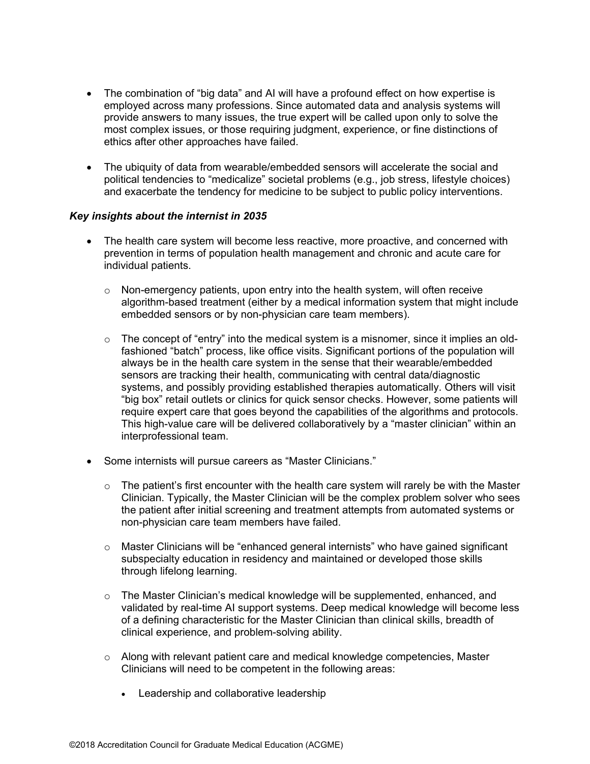- The combination of "big data" and AI will have a profound effect on how expertise is employed across many professions. Since automated data and analysis systems will provide answers to many issues, the true expert will be called upon only to solve the most complex issues, or those requiring judgment, experience, or fine distinctions of ethics after other approaches have failed.

- The ubiquity of data from wearable/embedded sensors will accelerate the social and political tendencies to "medicalize" societal problems (e.g., job stress, lifestyle choices) and exacerbate the tendency for medicine to be subject to public policy interventions.

***Key insights about the internist in 2035***

- The health care system will become less reactive, more proactive, and concerned with prevention in terms of population health management and chronic and acute care for individual patients.

  - Non-emergency patients, upon entry into the health system, will often receive algorithm-based treatment (either by a medical information system that might include embedded sensors or by non-physician care team members).

  - The concept of "entry" into the medical system is a misnomer, since it implies an old-fashioned "batch" process, like office visits. Significant portions of the population will always be in the health care system in the sense that their wearable/embedded sensors are tracking their health, communicating with central data/diagnostic systems, and possibly providing established therapies automatically. Others will visit "big box" retail outlets or clinics for quick sensor checks. However, some patients will require expert care that goes beyond the capabilities of the algorithms and protocols. This high-value care will be delivered collaboratively by a "master clinician" within an interprofessional team.

- Some internists will pursue careers as "Master Clinicians."

  - The patient's first encounter with the health care system will rarely be with the Master Clinician. Typically, the Master Clinician will be the complex problem solver who sees the patient after initial screening and treatment attempts from automated systems or non-physician care team members have failed.

  - Master Clinicians will be "enhanced general internists" who have gained significant subspecialty education in residency and maintained or developed those skills through lifelong learning.

  - The Master Clinician's medical knowledge will be supplemented, enhanced, and validated by real-time AI support systems. Deep medical knowledge will become less of a defining characteristic for the Master Clinician than clinical skills, breadth of clinical experience, and problem-solving ability.

  - Along with relevant patient care and medical knowledge competencies, Master Clinicians will need to be competent in the following areas:

    - Leadership and collaborative leadership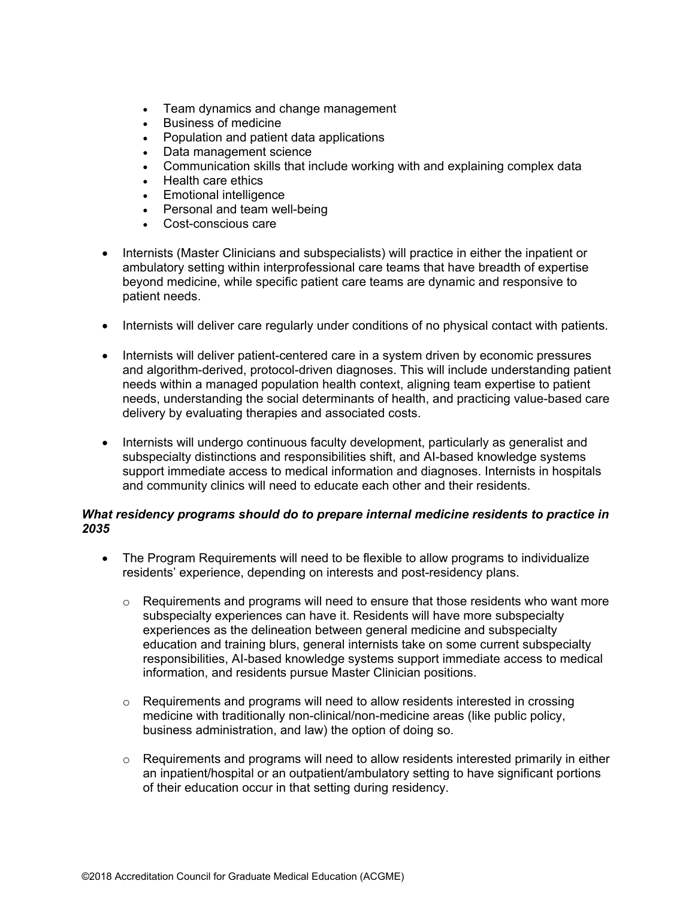- Team dynamics and change management
    - Business of medicine
    - Population and patient data applications
    - Data management science
    - Communication skills that include working with and explaining complex data
    - Health care ethics
    - Emotional intelligence
    - Personal and team well-being
    - Cost-conscious care

- Internists (Master Clinicians and subspecialists) will practice in either the inpatient or ambulatory setting within interprofessional care teams that have breadth of expertise beyond medicine, while specific patient care teams are dynamic and responsive to patient needs.

- Internists will deliver care regularly under conditions of no physical contact with patients.

- Internists will deliver patient-centered care in a system driven by economic pressures and algorithm-derived, protocol-driven diagnoses. This will include understanding patient needs within a managed population health context, aligning team expertise to patient needs, understanding the social determinants of health, and practicing value-based care delivery by evaluating therapies and associated costs.

- Internists will undergo continuous faculty development, particularly as generalist and subspecialty distinctions and responsibilities shift, and AI-based knowledge systems support immediate access to medical information and diagnoses. Internists in hospitals and community clinics will need to educate each other and their residents.

***What residency programs should do to prepare internal medicine residents to practice in 2035***

- The Program Requirements will need to be flexible to allow programs to individualize residents' experience, depending on interests and post-residency plans.

    - Requirements and programs will need to ensure that those residents who want more subspecialty experiences can have it. Residents will have more subspecialty experiences as the delineation between general medicine and subspecialty education and training blurs, general internists take on some current subspecialty responsibilities, AI-based knowledge systems support immediate access to medical information, and residents pursue Master Clinician positions.

    - Requirements and programs will need to allow residents interested in crossing medicine with traditionally non-clinical/non-medicine areas (like public policy, business administration, and law) the option of doing so.

    - Requirements and programs will need to allow residents interested primarily in either an inpatient/hospital or an outpatient/ambulatory setting to have significant portions of their education occur in that setting during residency.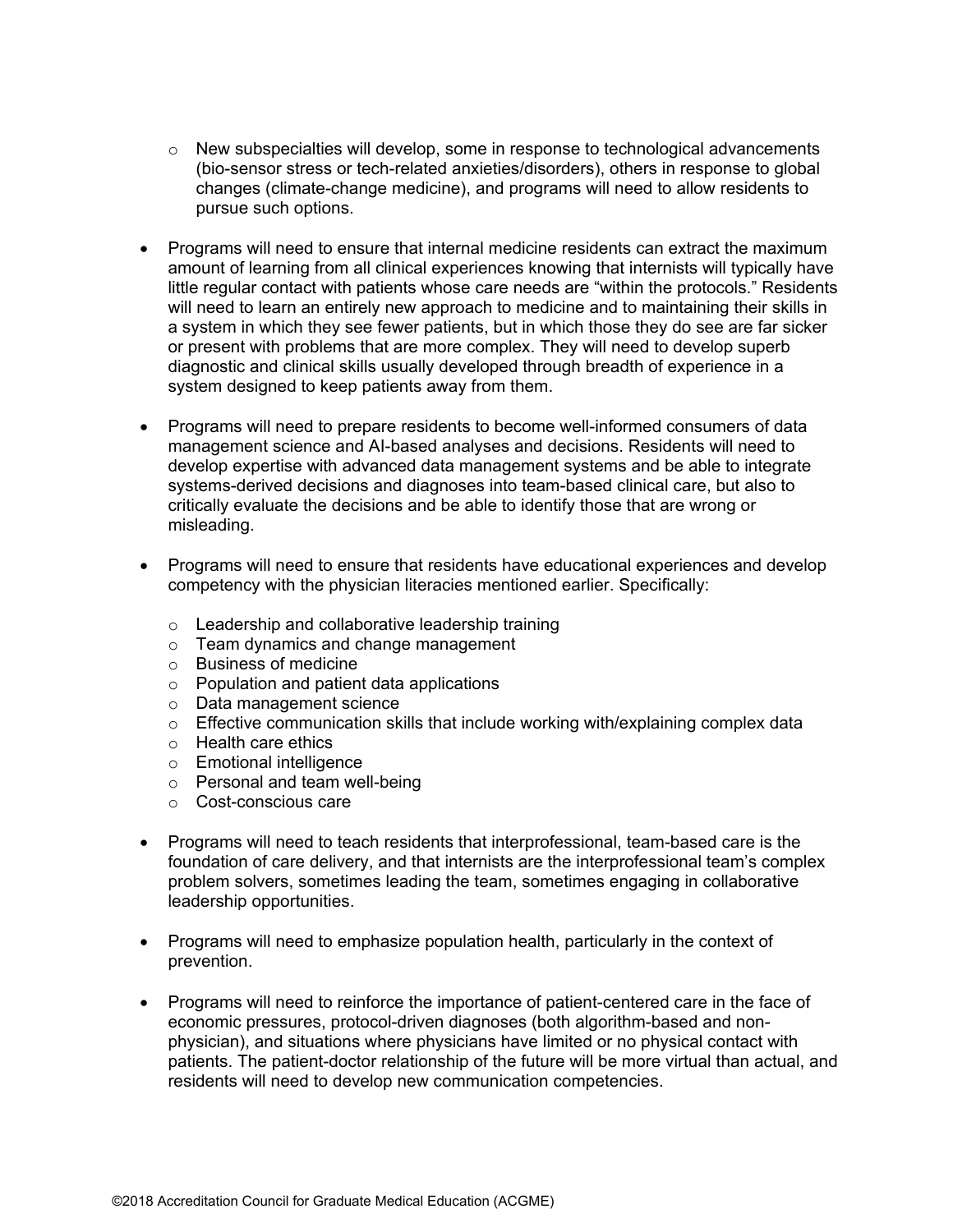- New subspecialties will develop, some in response to technological advancements (bio-sensor stress or tech-related anxieties/disorders), others in response to global changes (climate-change medicine), and programs will need to allow residents to pursue such options.

- Programs will need to ensure that internal medicine residents can extract the maximum amount of learning from all clinical experiences knowing that internists will typically have little regular contact with patients whose care needs are "within the protocols." Residents will need to learn an entirely new approach to medicine and to maintaining their skills in a system in which they see fewer patients, but in which those they do see are far sicker or present with problems that are more complex. They will need to develop superb diagnostic and clinical skills usually developed through breadth of experience in a system designed to keep patients away from them.

- Programs will need to prepare residents to become well-informed consumers of data management science and AI-based analyses and decisions. Residents will need to develop expertise with advanced data management systems and be able to integrate systems-derived decisions and diagnoses into team-based clinical care, but also to critically evaluate the decisions and be able to identify those that are wrong or misleading.

- Programs will need to ensure that residents have educational experiences and develop competency with the physician literacies mentioned earlier. Specifically:
  - Leadership and collaborative leadership training
  - Team dynamics and change management
  - Business of medicine
  - Population and patient data applications
  - Data management science
  - Effective communication skills that include working with/explaining complex data
  - Health care ethics
  - Emotional intelligence
  - Personal and team well-being
  - Cost-conscious care

- Programs will need to teach residents that interprofessional, team-based care is the foundation of care delivery, and that internists are the interprofessional team's complex problem solvers, sometimes leading the team, sometimes engaging in collaborative leadership opportunities.

- Programs will need to emphasize population health, particularly in the context of prevention.

- Programs will need to reinforce the importance of patient-centered care in the face of economic pressures, protocol-driven diagnoses (both algorithm-based and non-physician), and situations where physicians have limited or no physical contact with patients. The patient-doctor relationship of the future will be more virtual than actual, and residents will need to develop new communication competencies.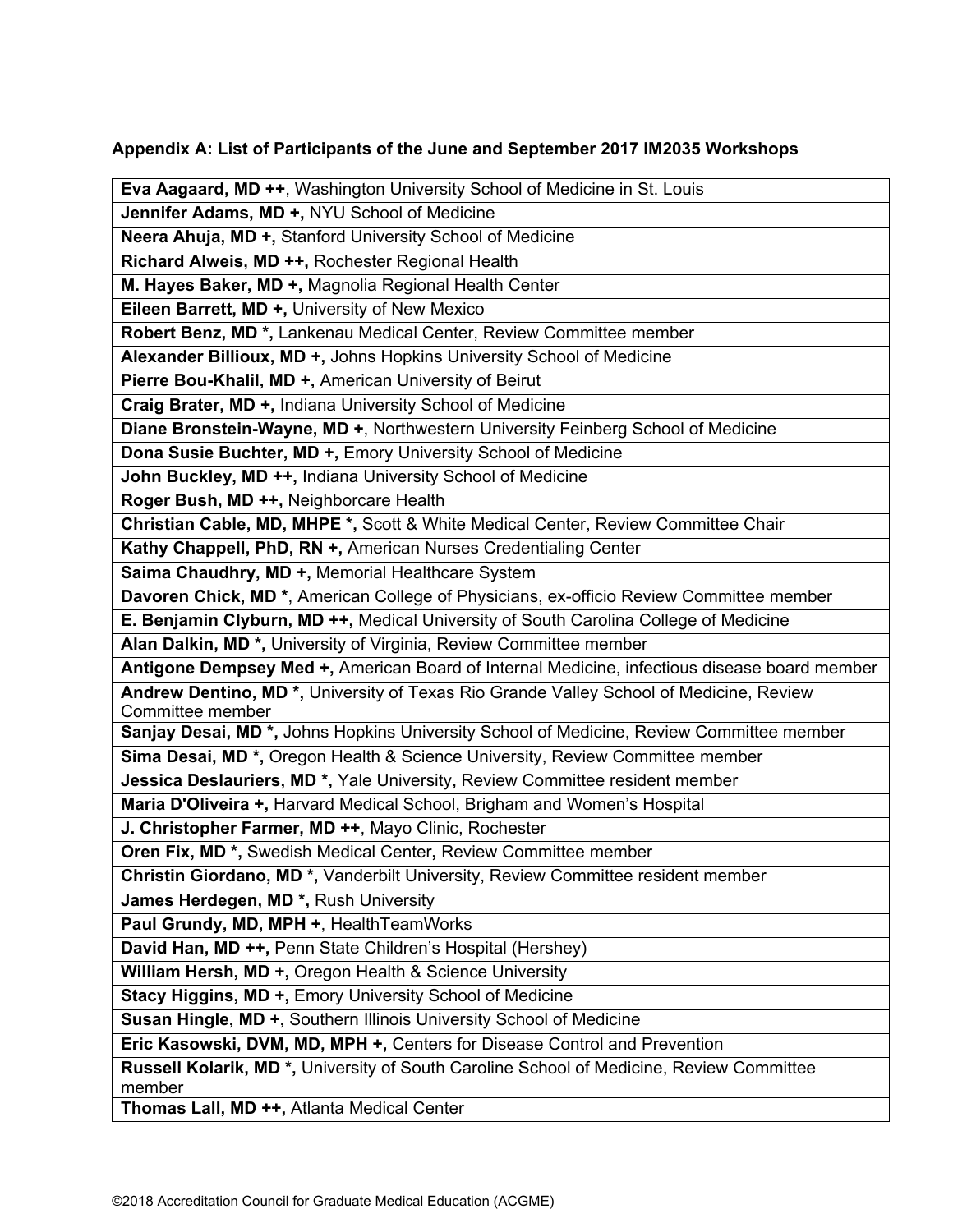### Appendix A: List of Participants of the June and September 2017 IM2035 Workshops

| |
|---|
| **Eva Aagaard, MD ++**, Washington University School of Medicine in St. Louis |
| **Jennifer Adams, MD +,** NYU School of Medicine |
| **Neera Ahuja, MD +,** Stanford University School of Medicine |
| **Richard Alweis, MD ++,** Rochester Regional Health |
| **M. Hayes Baker, MD +,** Magnolia Regional Health Center |
| **Eileen Barrett, MD +,** University of New Mexico |
| **Robert Benz, MD *,** Lankenau Medical Center, Review Committee member |
| **Alexander Billioux, MD +,** Johns Hopkins University School of Medicine |
| **Pierre Bou-Khalil, MD +,** American University of Beirut |
| **Craig Brater, MD +,** Indiana University School of Medicine |
| **Diane Bronstein-Wayne, MD +**, Northwestern University Feinberg School of Medicine |
| **Dona Susie Buchter, MD +,** Emory University School of Medicine |
| **John Buckley, MD ++,** Indiana University School of Medicine |
| **Roger Bush, MD ++,** Neighborcare Health |
| **Christian Cable, MD, MHPE *,** Scott & White Medical Center, Review Committee Chair |
| **Kathy Chappell, PhD, RN +,** American Nurses Credentialing Center |
| **Saima Chaudhry, MD +,** Memorial Healthcare System |
| **Davoren Chick, MD ***, American College of Physicians, ex-officio Review Committee member |
| **E. Benjamin Clyburn, MD ++,** Medical University of South Carolina College of Medicine |
| **Alan Dalkin, MD *,** University of Virginia, Review Committee member |
| **Antigone Dempsey Med +,** American Board of Internal Medicine, infectious disease board member |
| **Andrew Dentino, MD *,** University of Texas Rio Grande Valley School of Medicine, Review Committee member |
| **Sanjay Desai, MD *,** Johns Hopkins University School of Medicine, Review Committee member |
| **Sima Desai, MD ***, Oregon Health & Science University, Review Committee member |
| **Jessica Deslauriers, MD *,** Yale University**,** Review Committee resident member |
| **Maria D'Oliveira +,** Harvard Medical School, Brigham and Women's Hospital |
| **J. Christopher Farmer, MD ++**, Mayo Clinic, Rochester |
| **Oren Fix, MD ***, Swedish Medical Center**,** Review Committee member |
| **Christin Giordano, MD *,** Vanderbilt University, Review Committee resident member |
| **James Herdegen, MD *,** Rush University |
| **Paul Grundy, MD, MPH +**, HealthTeamWorks |
| **David Han, MD ++,** Penn State Children's Hospital (Hershey) |
| **William Hersh, MD +,** Oregon Health & Science University |
| **Stacy Higgins, MD +,** Emory University School of Medicine |
| **Susan Hingle, MD +,** Southern Illinois University School of Medicine |
| **Eric Kasowski, DVM, MD, MPH +,** Centers for Disease Control and Prevention |
| **Russell Kolarik, MD *,** University of South Caroline School of Medicine, Review Committee member |
| **Thomas Lall, MD ++,** Atlanta Medical Center |

©2018 Accreditation Council for Graduate Medical Education (ACGME)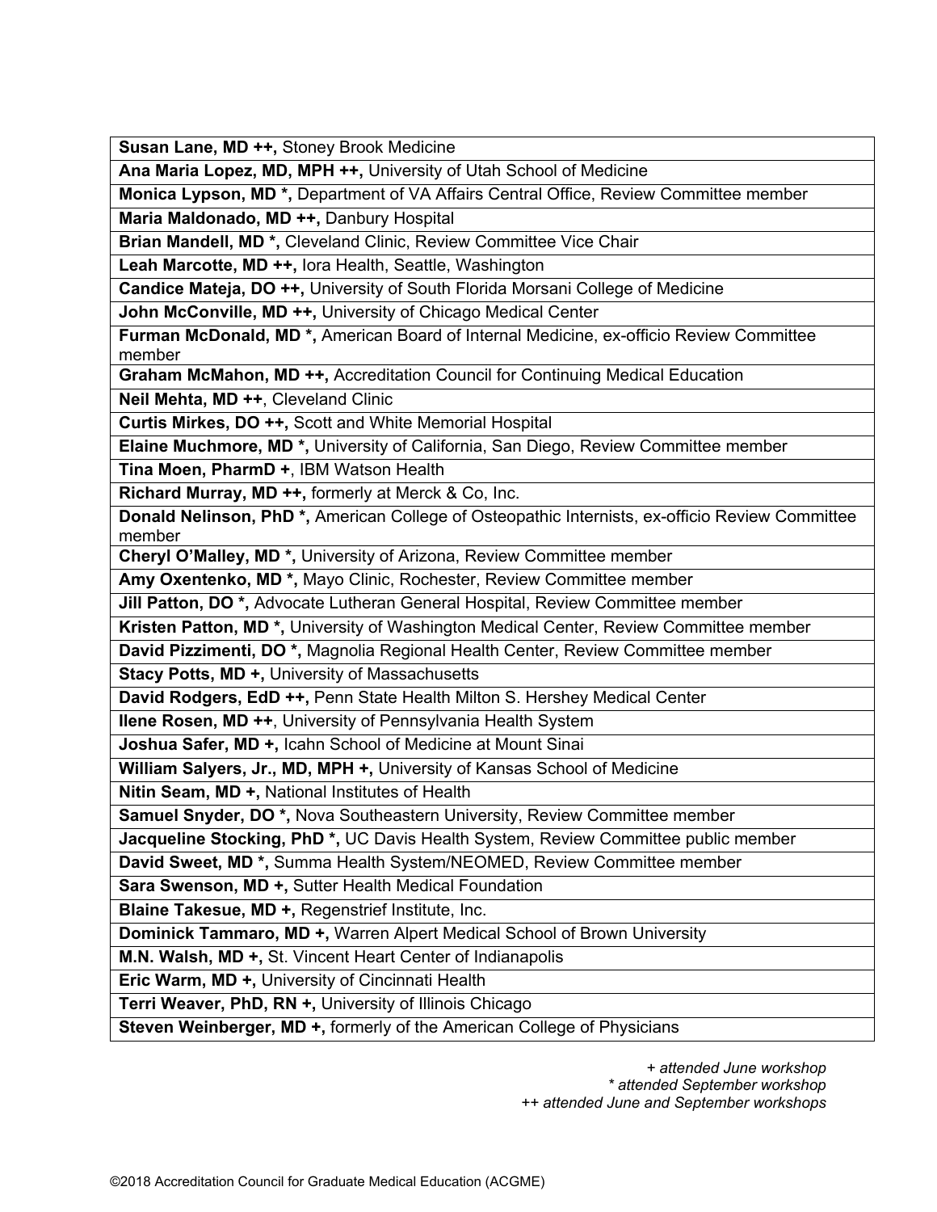| |
|---|
| **Susan Lane, MD ++,** Stoney Brook Medicine |
| **Ana Maria Lopez, MD, MPH ++,** University of Utah School of Medicine |
| **Monica Lypson, MD *,** Department of VA Affairs Central Office, Review Committee member |
| **Maria Maldonado, MD ++,** Danbury Hospital |
| **Brian Mandell, MD *,** Cleveland Clinic, Review Committee Vice Chair |
| **Leah Marcotte, MD ++,** Iora Health, Seattle, Washington |
| **Candice Mateja, DO ++,** University of South Florida Morsani College of Medicine |
| **John McConville, MD ++,** University of Chicago Medical Center |
| **Furman McDonald, MD *,** American Board of Internal Medicine, ex-officio Review Committee member |
| **Graham McMahon, MD ++,** Accreditation Council for Continuing Medical Education |
| **Neil Mehta, MD ++**, Cleveland Clinic |
| **Curtis Mirkes, DO ++,** Scott and White Memorial Hospital |
| **Elaine Muchmore, MD *,** University of California, San Diego, Review Committee member |
| **Tina Moen, PharmD +**, IBM Watson Health |
| **Richard Murray, MD ++,** formerly at Merck & Co, Inc. |
| **Donald Nelinson, PhD *,** American College of Osteopathic Internists, ex-officio Review Committee member |
| **Cheryl O'Malley, MD *,** University of Arizona, Review Committee member |
| **Amy Oxentenko, MD *,** Mayo Clinic, Rochester, Review Committee member |
| **Jill Patton, DO *,** Advocate Lutheran General Hospital, Review Committee member |
| **Kristen Patton, MD *,** University of Washington Medical Center, Review Committee member |
| **David Pizzimenti, DO *,** Magnolia Regional Health Center, Review Committee member |
| **Stacy Potts, MD +,** University of Massachusetts |
| **David Rodgers, EdD ++,** Penn State Health Milton S. Hershey Medical Center |
| **Ilene Rosen, MD ++**, University of Pennsylvania Health System |
| **Joshua Safer, MD +,** Icahn School of Medicine at Mount Sinai |
| **William Salyers, Jr., MD, MPH +,** University of Kansas School of Medicine |
| **Nitin Seam, MD +,** National Institutes of Health |
| **Samuel Snyder, DO *,** Nova Southeastern University, Review Committee member |
| **Jacqueline Stocking, PhD *,** UC Davis Health System, Review Committee public member |
| **David Sweet, MD *,** Summa Health System/NEOMED, Review Committee member |
| **Sara Swenson, MD +,** Sutter Health Medical Foundation |
| **Blaine Takesue, MD +,** Regenstrief Institute, Inc. |
| **Dominick Tammaro, MD +,** Warren Alpert Medical School of Brown University |
| **M.N. Walsh, MD +,** St. Vincent Heart Center of Indianapolis |
| **Eric Warm, MD +,** University of Cincinnati Health |
| **Terri Weaver, PhD, RN +,** University of Illinois Chicago |
| **Steven Weinberger, MD +,** formerly of the American College of Physicians |

*+ attended June workshop*
*\* attended September workshop*
*++ attended June and September workshops*

©2018 Accreditation Council for Graduate Medical Education (ACGME)